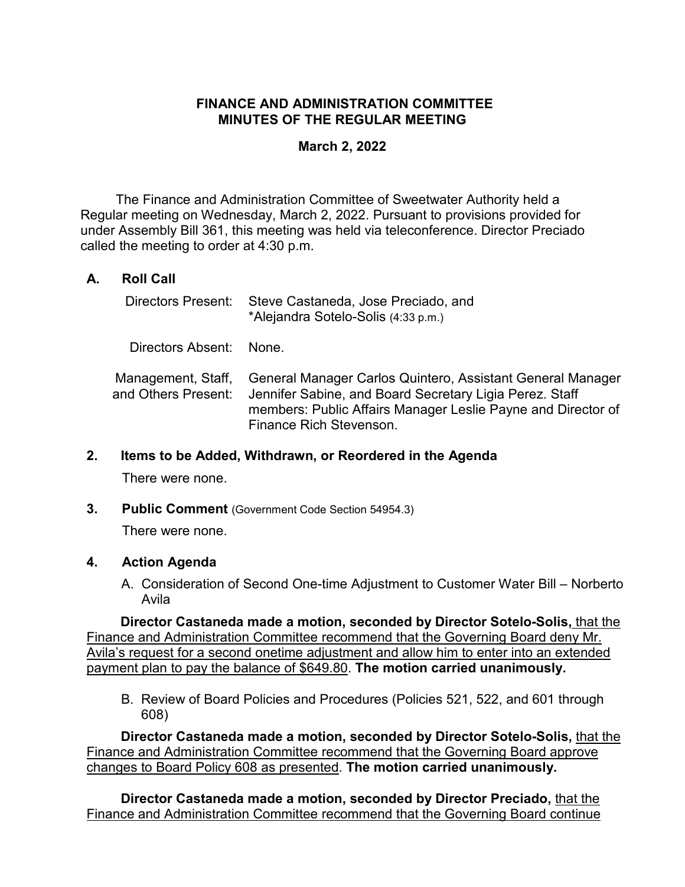# FINANCE AND ADMINISTRATION COMMITTEE
# MINUTES OF THE REGULAR MEETING

**March 2, 2022**

The Finance and Administration Committee of Sweetwater Authority held a Regular meeting on Wednesday, March 2, 2022. Pursuant to provisions provided for under Assembly Bill 361, this meeting was held via teleconference. Director Preciado called the meeting to order at 4:30 p.m.

## A. Roll Call

Directors Present: Steve Castaneda, Jose Preciado, and *Alejandra Sotelo-Solis (4:33 p.m.)

Directors Absent: None.

Management, Staff, and Others Present: General Manager Carlos Quintero, Assistant General Manager Jennifer Sabine, and Board Secretary Ligia Perez. Staff members: Public Affairs Manager Leslie Payne and Director of Finance Rich Stevenson.

## 2. Items to be Added, Withdrawn, or Reordered in the Agenda

There were none.

## 3. Public Comment (Government Code Section 54954.3)

There were none.

## 4. Action Agenda

A. Consideration of Second One-time Adjustment to Customer Water Bill – Norberto Avila

**Director Castaneda made a motion, seconded by Director Sotelo-Solis,** <u>that the Finance and Administration Committee recommend that the Governing Board deny Mr. Avila's request for a second onetime adjustment and allow him to enter into an extended payment plan to pay the balance of $649.80</u>. **The motion carried unanimously.**

B. Review of Board Policies and Procedures (Policies 521, 522, and 601 through 608)

**Director Castaneda made a motion, seconded by Director Sotelo-Solis,** <u>that the Finance and Administration Committee recommend that the Governing Board approve changes to Board Policy 608 as presented</u>. **The motion carried unanimously.**

**Director Castaneda made a motion, seconded by Director Preciado,** <u>that the Finance and Administration Committee recommend that the Governing Board continue</u>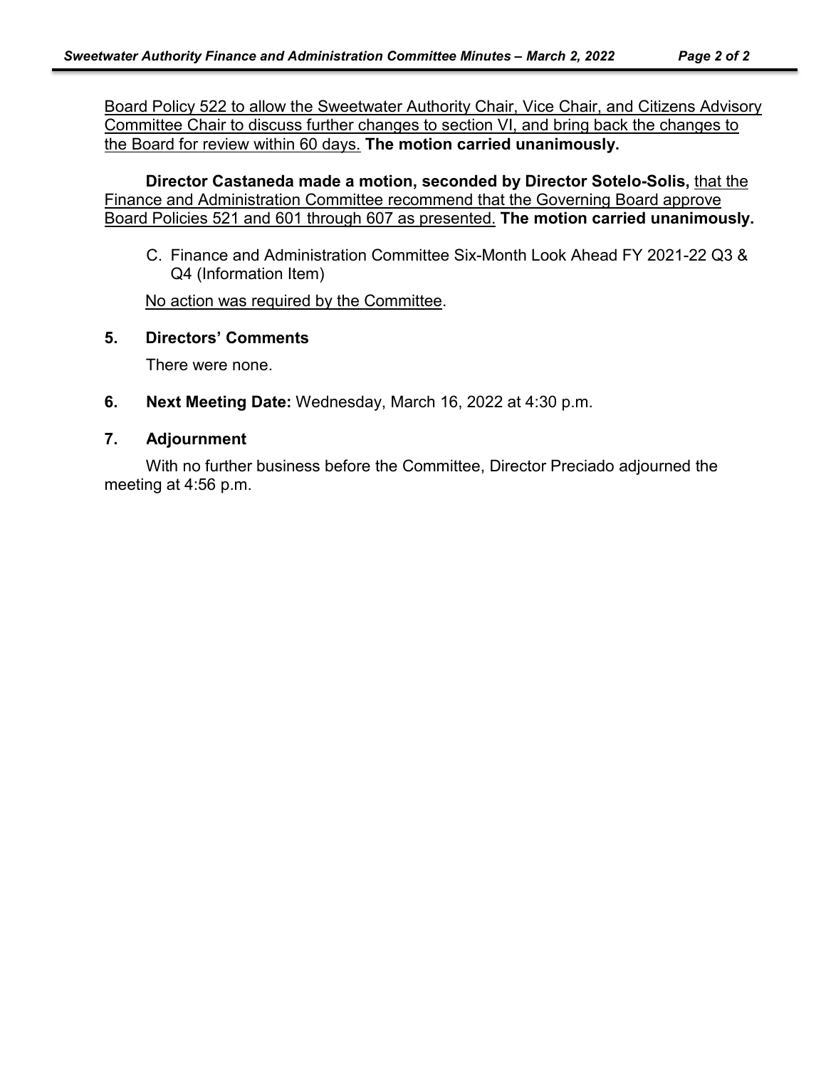Board Policy 522 to allow the Sweetwater Authority Chair, Vice Chair, and Citizens Advisory Committee Chair to discuss further changes to section VI, and bring back the changes to the Board for review within 60 days. **The motion carried unanimously.**

**Director Castaneda made a motion, seconded by Director Sotelo-Solis,** that the Finance and Administration Committee recommend that the Governing Board approve Board Policies 521 and 601 through 607 as presented. **The motion carried unanimously.**

C. Finance and Administration Committee Six-Month Look Ahead FY 2021-22 Q3 & Q4 (Information Item)

No action was required by the Committee.

**5. Directors' Comments**

There were none.

**6. Next Meeting Date:** Wednesday, March 16, 2022 at 4:30 p.m.

**7. Adjournment**

With no further business before the Committee, Director Preciado adjourned the meeting at 4:56 p.m.